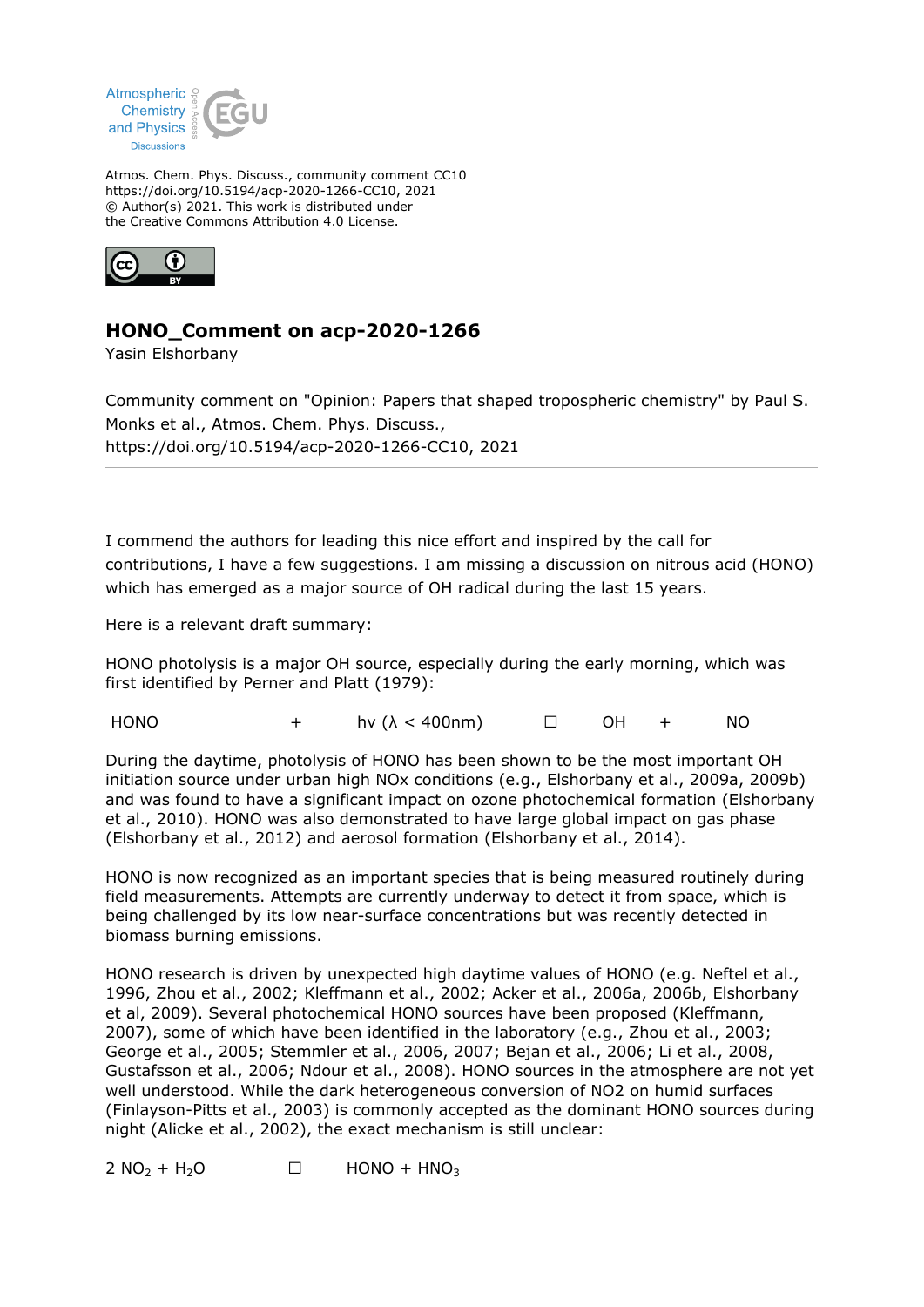Atmospheric Chemistry and Physics Discussions

Atmos. Chem. Phys. Discuss., community comment CC10
https://doi.org/10.5194/acp-2020-1266-CC10, 2021
© Author(s) 2021. This work is distributed under
the Creative Commons Attribution 4.0 License.

# HONO_Comment on acp-2020-1266

Yasin Elshorbany

Community comment on "Opinion: Papers that shaped tropospheric chemistry" by Paul S. Monks et al., Atmos. Chem. Phys. Discuss.,
https://doi.org/10.5194/acp-2020-1266-CC10, 2021

---

I commend the authors for leading this nice effort and inspired by the call for contributions, I have a few suggestions. I am missing a discussion on nitrous acid (HONO) which has emerged as a major source of OH radical during the last 15 years.

Here is a relevant draft summary:

HONO photolysis is a major OH source, especially during the early morning, which was first identified by Perner and Platt (1979):

$$HONO + h\nu\ (\lambda < 400nm) \rightarrow OH + NO$$

During the daytime, photolysis of HONO has been shown to be the most important OH initiation source under urban high NOx conditions (e.g., Elshorbany et al., 2009a, 2009b) and was found to have a significant impact on ozone photochemical formation (Elshorbany et al., 2010). HONO was also demonstrated to have large global impact on gas phase (Elshorbany et al., 2012) and aerosol formation (Elshorbany et al., 2014).

HONO is now recognized as an important species that is being measured routinely during field measurements. Attempts are currently underway to detect it from space, which is being challenged by its low near-surface concentrations but was recently detected in biomass burning emissions.

HONO research is driven by unexpected high daytime values of HONO (e.g. Neftel et al., 1996, Zhou et al., 2002; Kleffmann et al., 2002; Acker et al., 2006a, 2006b, Elshorbany et al, 2009). Several photochemical HONO sources have been proposed (Kleffmann, 2007), some of which have been identified in the laboratory (e.g., Zhou et al., 2003; George et al., 2005; Stemmler et al., 2006, 2007; Bejan et al., 2006; Li et al., 2008, Gustafsson et al., 2006; Ndour et al., 2008). HONO sources in the atmosphere are not yet well understood. While the dark heterogeneous conversion of NO2 on humid surfaces (Finlayson-Pitts et al., 2003) is commonly accepted as the dominant HONO sources during night (Alicke et al., 2002), the exact mechanism is still unclear:

$$2\ NO_2 + H_2O \rightarrow HONO + HNO_3$$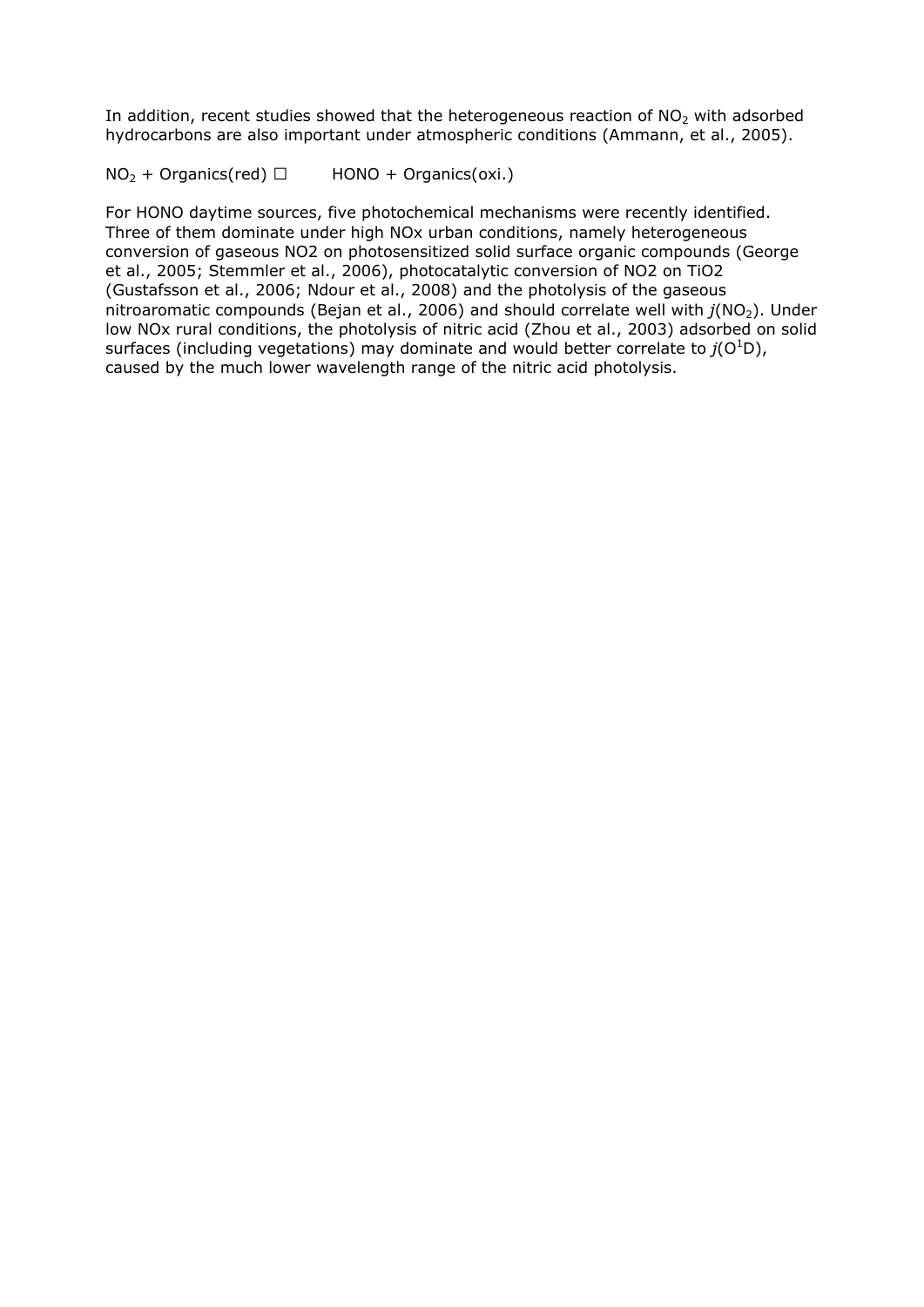In addition, recent studies showed that the heterogeneous reaction of $NO_2$ with adsorbed hydrocarbons are also important under atmospheric conditions (Ammann, et al., 2005).

$NO_2$ + Organics(red) □ HONO + Organics(oxi.)

For HONO daytime sources, five photochemical mechanisms were recently identified. Three of them dominate under high NOx urban conditions, namely heterogeneous conversion of gaseous NO2 on photosensitized solid surface organic compounds (George et al., 2005; Stemmler et al., 2006), photocatalytic conversion of NO2 on TiO2 (Gustafsson et al., 2006; Ndour et al., 2008) and the photolysis of the gaseous nitroaromatic compounds (Bejan et al., 2006) and should correlate well with $j(NO_2)$. Under low NOx rural conditions, the photolysis of nitric acid (Zhou et al., 2003) adsorbed on solid surfaces (including vegetations) may dominate and would better correlate to $j(O^1D)$, caused by the much lower wavelength range of the nitric acid photolysis.